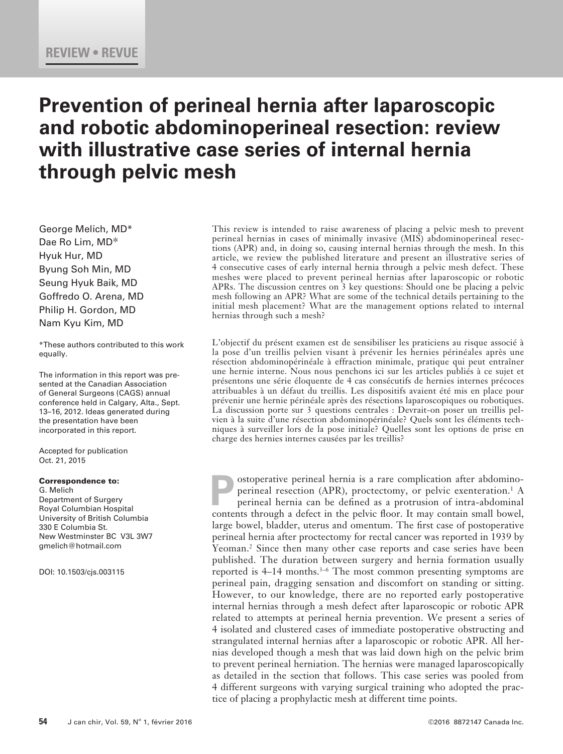REVIEW • REVUE

# Prevention of perineal hernia after laparoscopic and robotic abdominoperineal resection: review with illustrative case series of internal hernia through pelvic mesh

George Melich, MD*
Dae Ro Lim, MD*
Hyuk Hur, MD
Byung Soh Min, MD
Seung Hyuk Baik, MD
Goffredo O. Arena, MD
Philip H. Gordon, MD
Nam Kyu Kim, MD

*These authors contributed to this work equally.

The information in this report was presented at the Canadian Association of General Surgeons (CAGS) annual conference held in Calgary, Alta., Sept. 13–16, 2012. Ideas generated during the presentation have been incorporated in this report.

Accepted for publication Oct. 21, 2015

**Correspondence to:**
G. Melich
Department of Surgery
Royal Columbian Hospital
University of British Columbia
330 E Columbia St.
New Westminster BC V3L 3W7
gmelich@hotmail.com

DOI: 10.1503/cjs.003115

This review is intended to raise awareness of placing a pelvic mesh to prevent perineal hernias in cases of minimally invasive (MIS) abdominoperineal resections (APR) and, in doing so, causing internal hernias through the mesh. In this article, we review the published literature and present an illustrative series of 4 consecutive cases of early internal hernia through a pelvic mesh defect. These meshes were placed to prevent perineal hernias after laparoscopic or robotic APRs. The discussion centres on 3 key questions: Should one be placing a pelvic mesh following an APR? What are some of the technical details pertaining to the initial mesh placement? What are the management options related to internal hernias through such a mesh?

L'objectif du présent examen est de sensibiliser les praticiens au risque associé à la pose d'un treillis pelvien visant à prévenir les hernies périnéales après une résection abdominopérinéale à effraction minimale, pratique qui peut entraîner une hernie interne. Nous nous penchons ici sur les articles publiés à ce sujet et présentons une série éloquente de 4 cas consécutifs de hernies internes précoces attribuables à un défaut du treillis. Les dispositifs avaient été mis en place pour prévenir une hernie périnéale après des résections laparoscopiques ou robotiques. La discussion porte sur 3 questions centrales : Devrait-on poser un treillis pelvien à la suite d'une résection abdominopérinéale? Quels sont les éléments techniques à surveiller lors de la pose initiale? Quelles sont les options de prise en charge des hernies internes causées par les treillis?

Postoperative perineal hernia is a rare complication after abdominoperineal resection (APR), proctectomy, or pelvic exenteration.[1] A perineal hernia can be defined as a protrusion of intra-abdominal contents through a defect in the pelvic floor. It may contain small bowel, large bowel, bladder, uterus and omentum. The first case of postoperative perineal hernia after proctectomy for rectal cancer was reported in 1939 by Yeoman.[2] Since then many other case reports and case series have been published. The duration between surgery and hernia formation usually reported is 4–14 months.[3–6] The most common presenting symptoms are perineal pain, dragging sensation and discomfort on standing or sitting. However, to our knowledge, there are no reported early postoperative internal hernias through a mesh defect after laparoscopic or robotic APR related to attempts at perineal hernia prevention. We present a series of 4 isolated and clustered cases of immediate postoperative obstructing and strangulated internal hernias after a laparoscopic or robotic APR. All hernias developed though a mesh that was laid down high on the pelvic brim to prevent perineal herniation. The hernias were managed laparoscopically as detailed in the section that follows. This case series was pooled from 4 different surgeons with varying surgical training who adopted the practice of placing a prophylactic mesh at different time points.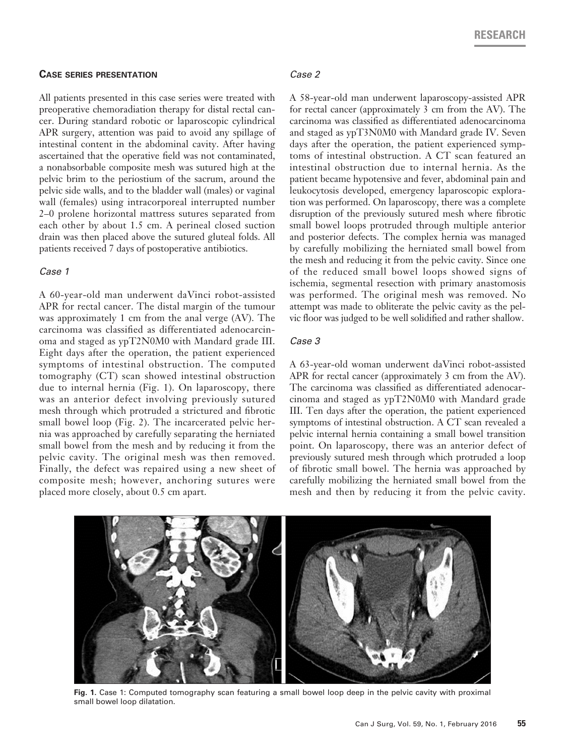## Case series presentation

All patients presented in this case series were treated with preoperative chemoradiation therapy for distal rectal cancer. During standard robotic or laparoscopic cylindrical APR surgery, attention was paid to avoid any spillage of intestinal content in the abdominal cavity. After having ascertained that the operative field was not contaminated, a nonabsorbable composite mesh was sutured high at the pelvic brim to the periostium of the sacrum, around the pelvic side walls, and to the bladder wall (males) or vaginal wall (females) using intracorporeal interrupted number 2–0 prolene horizontal mattress sutures separated from each other by about 1.5 cm. A perineal closed suction drain was then placed above the sutured gluteal folds. All patients received 7 days of postoperative antibiotics.

### *Case 1*

A 60-year-old man underwent daVinci robot-assisted APR for rectal cancer. The distal margin of the tumour was approximately 1 cm from the anal verge (AV). The carcinoma was classified as differentiated adenocarcinoma and staged as ypT2N0M0 with Mandard grade III. Eight days after the operation, the patient experienced symptoms of intestinal obstruction. The computed tomography (CT) scan showed intestinal obstruction due to internal hernia (Fig. 1). On laparoscopy, there was an anterior defect involving previously sutured mesh through which protruded a strictured and fibrotic small bowel loop (Fig. 2). The incarcerated pelvic hernia was approached by carefully separating the herniated small bowel from the mesh and by reducing it from the pelvic cavity. The original mesh was then removed. Finally, the defect was repaired using a new sheet of composite mesh; however, anchoring sutures were placed more closely, about 0.5 cm apart.

### *Case 2*

A 58-year-old man underwent laparoscopy-assisted APR for rectal cancer (approximately 3 cm from the AV). The carcinoma was classified as differentiated adenocarcinoma and staged as ypT3N0M0 with Mandard grade IV. Seven days after the operation, the patient experienced symptoms of intestinal obstruction. A CT scan featured an intestinal obstruction due to internal hernia. As the patient became hypotensive and fever, abdominal pain and leukocytosis developed, emergency laparoscopic exploration was performed. On laparoscopy, there was a complete disruption of the previously sutured mesh where fibrotic small bowel loops protruded through multiple anterior and posterior defects. The complex hernia was managed by carefully mobilizing the herniated small bowel from the mesh and reducing it from the pelvic cavity. Since one of the reduced small bowel loops showed signs of ischemia, segmental resection with primary anastomosis was performed. The original mesh was removed. No attempt was made to obliterate the pelvic cavity as the pelvic floor was judged to be well solidified and rather shallow.

### *Case 3*

A 63-year-old woman underwent daVinci robot-assisted APR for rectal cancer (approximately 3 cm from the AV). The carcinoma was classified as differentiated adenocarcinoma and staged as ypT2N0M0 with Mandard grade III. Ten days after the operation, the patient experienced symptoms of intestinal obstruction. A CT scan revealed a pelvic internal hernia containing a small bowel transition point. On laparoscopy, there was an anterior defect of previously sutured mesh through which protruded a loop of fibrotic small bowel. The hernia was approached by carefully mobilizing the herniated small bowel from the mesh and then by reducing it from the pelvic cavity.

**Fig. 1.** Case 1: Computed tomography scan featuring a small bowel loop deep in the pelvic cavity with proximal small bowel loop dilatation.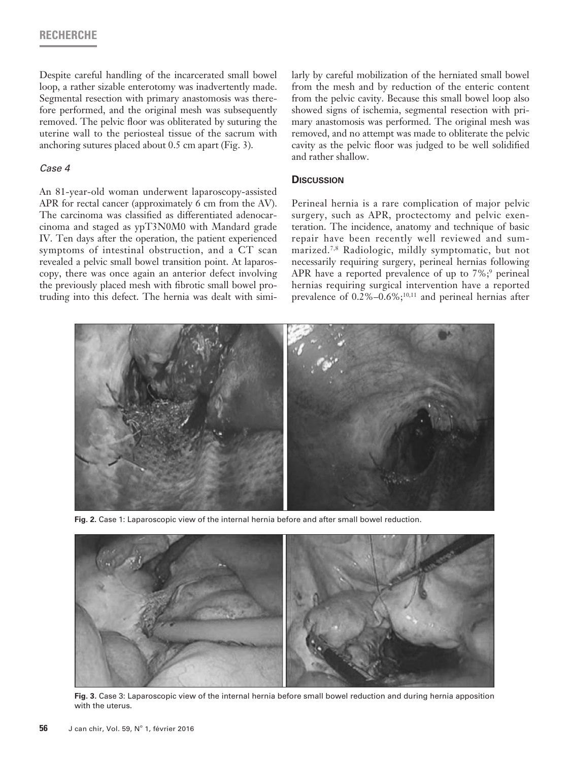Despite careful handling of the incarcerated small bowel loop, a rather sizable enterotomy was inadvertently made. Segmental resection with primary anastomosis was therefore performed, and the original mesh was subsequently removed. The pelvic floor was obliterated by suturing the uterine wall to the periosteal tissue of the sacrum with anchoring sutures placed about 0.5 cm apart (Fig. 3).

### *Case 4*

An 81-year-old woman underwent laparoscopy-assisted APR for rectal cancer (approximately 6 cm from the AV). The carcinoma was classified as differentiated adenocarcinoma and staged as ypT3N0M0 with Mandard grade IV. Ten days after the operation, the patient experienced symptoms of intestinal obstruction, and a CT scan revealed a pelvic small bowel transition point. At laparoscopy, there was once again an anterior defect involving the previously placed mesh with fibrotic small bowel protruding into this defect. The hernia was dealt with similarly by careful mobilization of the herniated small bowel from the mesh and by reduction of the enteric content from the pelvic cavity. Because this small bowel loop also showed signs of ischemia, segmental resection with primary anastomosis was performed. The original mesh was removed, and no attempt was made to obliterate the pelvic cavity as the pelvic floor was judged to be well solidified and rather shallow.

## Discussion

Perineal hernia is a rare complication of major pelvic surgery, such as APR, proctectomy and pelvic exenteration. The incidence, anatomy and technique of basic repair have been recently well reviewed and summarized.[7,8] Radiologic, mildly symptomatic, but not necessarily requiring surgery, perineal hernias following APR have a reported prevalence of up to 7%;[9] perineal hernias requiring surgical intervention have a reported prevalence of 0.2%–0.6%;[10,11] and perineal hernias after

**Fig. 2.** Case 1: Laparoscopic view of the internal hernia before and after small bowel reduction.

**Fig. 3.** Case 3: Laparoscopic view of the internal hernia before small bowel reduction and during hernia apposition with the uterus.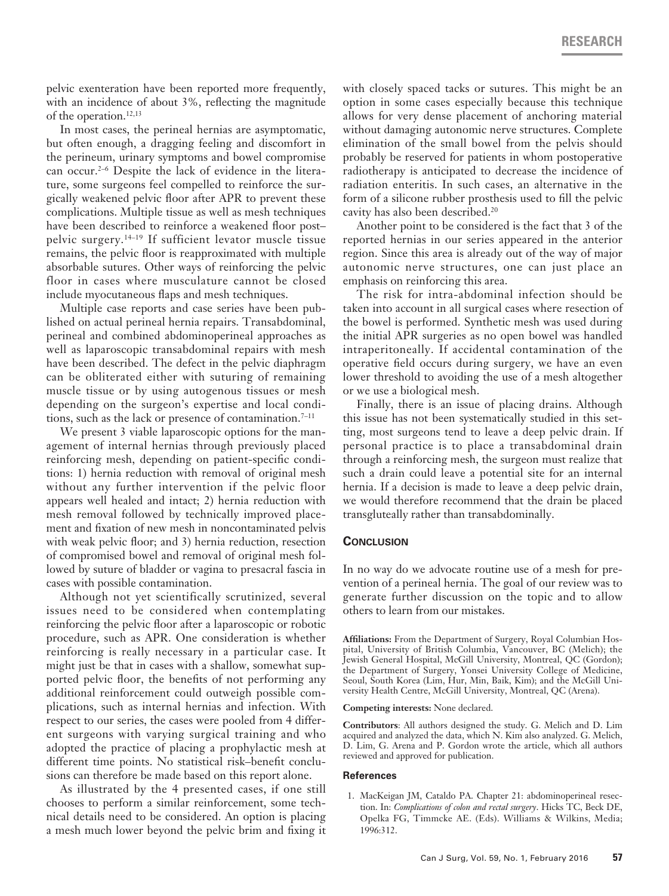pelvic exenteration have been reported more frequently, with an incidence of about 3%, reflecting the magnitude of the operation.[12,13]

In most cases, the perineal hernias are asymptomatic, but often enough, a dragging feeling and discomfort in the perineum, urinary symptoms and bowel compromise can occur.[2–6] Despite the lack of evidence in the literature, some surgeons feel compelled to reinforce the surgically weakened pelvic floor after APR to prevent these complications. Multiple tissue as well as mesh techniques have been described to reinforce a weakened floor post–pelvic surgery.[14–19] If sufficient levator muscle tissue remains, the pelvic floor is reapproximated with multiple absorbable sutures. Other ways of reinforcing the pelvic floor in cases where musculature cannot be closed include myocutaneous flaps and mesh techniques.

Multiple case reports and case series have been published on actual perineal hernia repairs. Transabdominal, perineal and combined abdominoperineal approaches as well as laparoscopic transabdominal repairs with mesh have been described. The defect in the pelvic diaphragm can be obliterated either with suturing of remaining muscle tissue or by using autogenous tissues or mesh depending on the surgeon's expertise and local conditions, such as the lack or presence of contamination.[7–11]

We present 3 viable laparoscopic options for the management of internal hernias through previously placed reinforcing mesh, depending on patient-specific conditions: 1) hernia reduction with removal of original mesh without any further intervention if the pelvic floor appears well healed and intact; 2) hernia reduction with mesh removal followed by technically improved placement and fixation of new mesh in noncontaminated pelvis with weak pelvic floor; and 3) hernia reduction, resection of compromised bowel and removal of original mesh followed by suture of bladder or vagina to presacral fascia in cases with possible contamination.

Although not yet scientifically scrutinized, several issues need to be considered when contemplating reinforcing the pelvic floor after a laparoscopic or robotic procedure, such as APR. One consideration is whether reinforcing is really necessary in a particular case. It might just be that in cases with a shallow, somewhat supported pelvic floor, the benefits of not performing any additional reinforcement could outweigh possible complications, such as internal hernias and infection. With respect to our series, the cases were pooled from 4 different surgeons with varying surgical training and who adopted the practice of placing a prophylactic mesh at different time points. No statistical risk–benefit conclusions can therefore be made based on this report alone.

As illustrated by the 4 presented cases, if one still chooses to perform a similar reinforcement, some technical details need to be considered. An option is placing a mesh much lower beyond the pelvic brim and fixing it with closely spaced tacks or sutures. This might be an option in some cases especially because this technique allows for very dense placement of anchoring material without damaging autonomic nerve structures. Complete elimination of the small bowel from the pelvis should probably be reserved for patients in whom postoperative radiotherapy is anticipated to decrease the incidence of radiation enteritis. In such cases, an alternative in the form of a silicone rubber prosthesis used to fill the pelvic cavity has also been described.[20]

Another point to be considered is the fact that 3 of the reported hernias in our series appeared in the anterior region. Since this area is already out of the way of major autonomic nerve structures, one can just place an emphasis on reinforcing this area.

The risk for intra-abdominal infection should be taken into account in all surgical cases where resection of the bowel is performed. Synthetic mesh was used during the initial APR surgeries as no open bowel was handled intraperitoneally. If accidental contamination of the operative field occurs during surgery, we have an even lower threshold to avoiding the use of a mesh altogether or we use a biological mesh.

Finally, there is an issue of placing drains. Although this issue has not been systematically studied in this setting, most surgeons tend to leave a deep pelvic drain. If personal practice is to place a transabdominal drain through a reinforcing mesh, the surgeon must realize that such a drain could leave a potential site for an internal hernia. If a decision is made to leave a deep pelvic drain, we would therefore recommend that the drain be placed transgluteally rather than transabdominally.

## Conclusion

In no way do we advocate routine use of a mesh for prevention of a perineal hernia. The goal of our review was to generate further discussion on the topic and to allow others to learn from our mistakes.

**Affiliations:** From the Department of Surgery, Royal Columbian Hospital, University of British Columbia, Vancouver, BC (Melich); the Jewish General Hospital, McGill University, Montreal, QC (Gordon); the Department of Surgery, Yonsei University College of Medicine, Seoul, South Korea (Lim, Hur, Min, Baik, Kim); and the McGill University Health Centre, McGill University, Montreal, QC (Arena).

**Competing interests:** None declared.

**Contributors**: All authors designed the study. G. Melich and D. Lim acquired and analyzed the data, which N. Kim also analyzed. G. Melich, D. Lim, G. Arena and P. Gordon wrote the article, which all authors reviewed and approved for publication.

### References

1. MacKeigan JM, Cataldo PA. Chapter 21: abdominoperineal resection. In: *Complications of colon and rectal surgery*. Hicks TC, Beck DE, Opelka FG, Timmcke AE. (Eds). Williams & Wilkins, Media; 1996:312.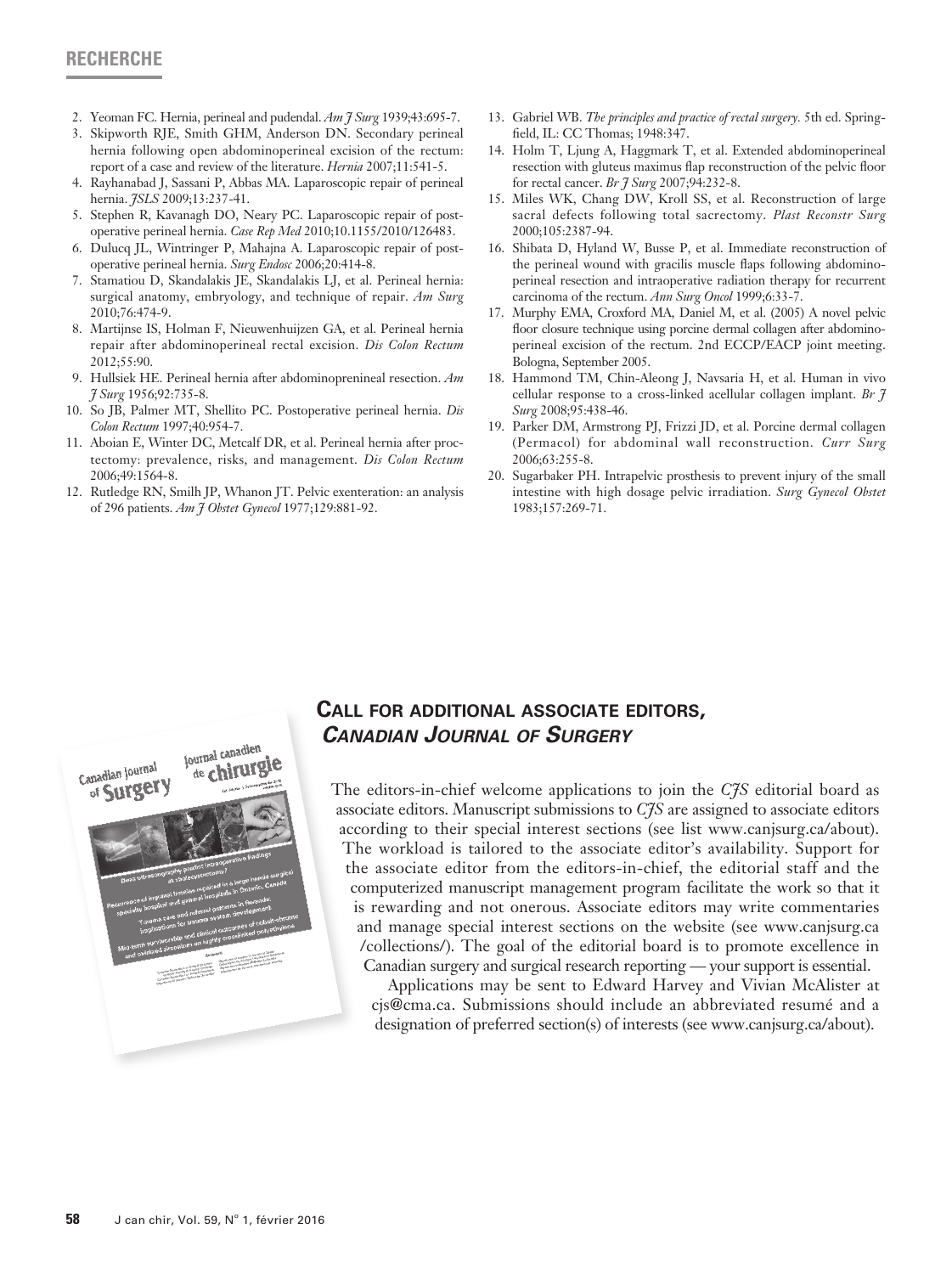2. Yeoman FC. Hernia, perineal and pudendal. *Am J Surg* 1939;43:695-7.
3. Skipworth RJE, Smith GHM, Anderson DN. Secondary perineal hernia following open abdominoperineal excision of the rectum: report of a case and review of the literature. *Hernia* 2007;11:541-5.
4. Rayhanabad J, Sassani P, Abbas MA. Laparoscopic repair of perineal hernia. *JSLS* 2009;13:237-41.
5. Stephen R, Kavanagh DO, Neary PC. Laparoscopic repair of postoperative perineal hernia. *Case Rep Med* 2010;10.1155/2010/126483.
6. Dulucq JL, Wintringer P, Mahajna A. Laparoscopic repair of postoperative perineal hernia. *Surg Endosc* 2006;20:414-8.
7. Stamatiou D, Skandalakis JE, Skandalakis LJ, et al. Perineal hernia: surgical anatomy, embryology, and technique of repair. *Am Surg* 2010;76:474-9.
8. Martijnse IS, Holman F, Nieuwenhuijzen GA, et al. Perineal hernia repair after abdominoperineal rectal excision. *Dis Colon Rectum* 2012;55:90.
9. Hullsiek HE. Perineal hernia after abdominoprenineal resection. *Am J Surg* 1956;92:735-8.
10. So JB, Palmer MT, Shellito PC. Postoperative perineal hernia. *Dis Colon Rectum* 1997;40:954-7.
11. Aboian E, Winter DC, Metcalf DR, et al. Perineal hernia after proctectomy: prevalence, risks, and management. *Dis Colon Rectum* 2006;49:1564-8.
12. Rutledge RN, Smilh JP, Whanon JT. Pelvic exenteration: an analysis of 296 patients. *Am J Obstet Gynecol* 1977;129:881-92.
13. Gabriel WB. *The principles and practice of rectal surgery*. 5th ed. Springfield, IL: CC Thomas; 1948:347.
14. Holm T, Ljung A, Haggmark T, et al. Extended abdominoperineal resection with gluteus maximus flap reconstruction of the pelvic floor for rectal cancer. *Br J Surg* 2007;94:232-8.
15. Miles WK, Chang DW, Kroll SS, et al. Reconstruction of large sacral defects following total sacrectomy. *Plast Reconstr Surg* 2000;105:2387-94.
16. Shibata D, Hyland W, Busse P, et al. Immediate reconstruction of the perineal wound with gracilis muscle flaps following abdominoperineal resection and intraoperative radiation therapy for recurrent carcinoma of the rectum. *Ann Surg Oncol* 1999;6:33-7.
17. Murphy EMA, Croxford MA, Daniel M, et al. (2005) A novel pelvic floor closure technique using porcine dermal collagen after abdominoperineal excision of the rectum. 2nd ECCP/EACP joint meeting. Bologna, September 2005.
18. Hammond TM, Chin-Aleong J, Navsaria H, et al. Human in vivo cellular response to a cross-linked acellular collagen implant. *Br J Surg* 2008;95:438-46.
19. Parker DM, Armstrong PJ, Frizzi JD, et al. Porcine dermal collagen (Permacol) for abdominal wall reconstruction. *Curr Surg* 2006;63:255-8.
20. Sugarbaker PH. Intrapelvic prosthesis to prevent injury of the small intestine with high dosage pelvic irradiation. *Surg Gynecol Obstet* 1983;157:269-71.

## Call for additional associate editors, *Canadian Journal of Surgery*

The editors-in-chief welcome applications to join the *CJS* editorial board as associate editors. Manuscript submissions to *CJS* are assigned to associate editors according to their special interest sections (see list www.canjsurg.ca/about). The workload is tailored to the associate editor's availability. Support for the associate editor from the editors-in-chief, the editorial staff and the computerized manuscript management program facilitate the work so that it is rewarding and not onerous. Associate editors may write commentaries and manage special interest sections on the website (see www.canjsurg.ca/collections/). The goal of the editorial board is to promote excellence in Canadian surgery and surgical research reporting — your support is essential.

Applications may be sent to Edward Harvey and Vivian McAlister at cjs@cma.ca. Submissions should include an abbreviated resumé and a designation of preferred section(s) of interests (see www.canjsurg.ca/about).